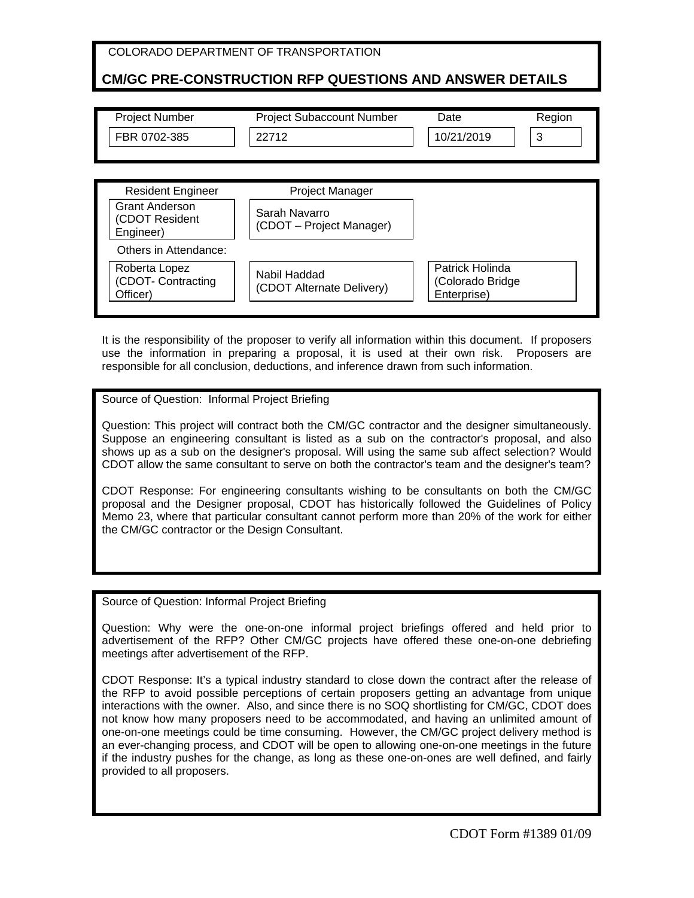COLORADO DEPARTMENT OF TRANSPORTATION

# CM/GC PRE-CONSTRUCTION RFP QUESTIONS AND ANSWER DETAILS

| Project Number | Project Subaccount Number | Date | Region |
|---|---|---|---|
| FBR 0702-385 | 22712 | 10/21/2019 | 3 |

| Resident Engineer | Project Manager | |
|---|---|---|
| Grant Anderson (CDOT Resident Engineer) | Sarah Navarro (CDOT – Project Manager) | |

Others in Attendance:

| | | |
|---|---|---|
| Roberta Lopez (CDOT- Contracting Officer) | Nabil Haddad (CDOT Alternate Delivery) | Patrick Holinda (Colorado Bridge Enterprise) |

It is the responsibility of the proposer to verify all information within this document. If proposers use the information in preparing a proposal, it is used at their own risk. Proposers are responsible for all conclusion, deductions, and inference drawn from such information.

---

Source of Question: Informal Project Briefing

Question: This project will contract both the CM/GC contractor and the designer simultaneously. Suppose an engineering consultant is listed as a sub on the contractor's proposal, and also shows up as a sub on the designer's proposal. Will using the same sub affect selection? Would CDOT allow the same consultant to serve on both the contractor's team and the designer's team?

CDOT Response: For engineering consultants wishing to be consultants on both the CM/GC proposal and the Designer proposal, CDOT has historically followed the Guidelines of Policy Memo 23, where that particular consultant cannot perform more than 20% of the work for either the CM/GC contractor or the Design Consultant.

---

Source of Question: Informal Project Briefing

Question: Why were the one-on-one informal project briefings offered and held prior to advertisement of the RFP? Other CM/GC projects have offered these one-on-one debriefing meetings after advertisement of the RFP.

CDOT Response: It's a typical industry standard to close down the contract after the release of the RFP to avoid possible perceptions of certain proposers getting an advantage from unique interactions with the owner. Also, and since there is no SOQ shortlisting for CM/GC, CDOT does not know how many proposers need to be accommodated, and having an unlimited amount of one-on-one meetings could be time consuming. However, the CM/GC project delivery method is an ever-changing process, and CDOT will be open to allowing one-on-one meetings in the future if the industry pushes for the change, as long as these one-on-ones are well defined, and fairly provided to all proposers.

CDOT Form #1389 01/09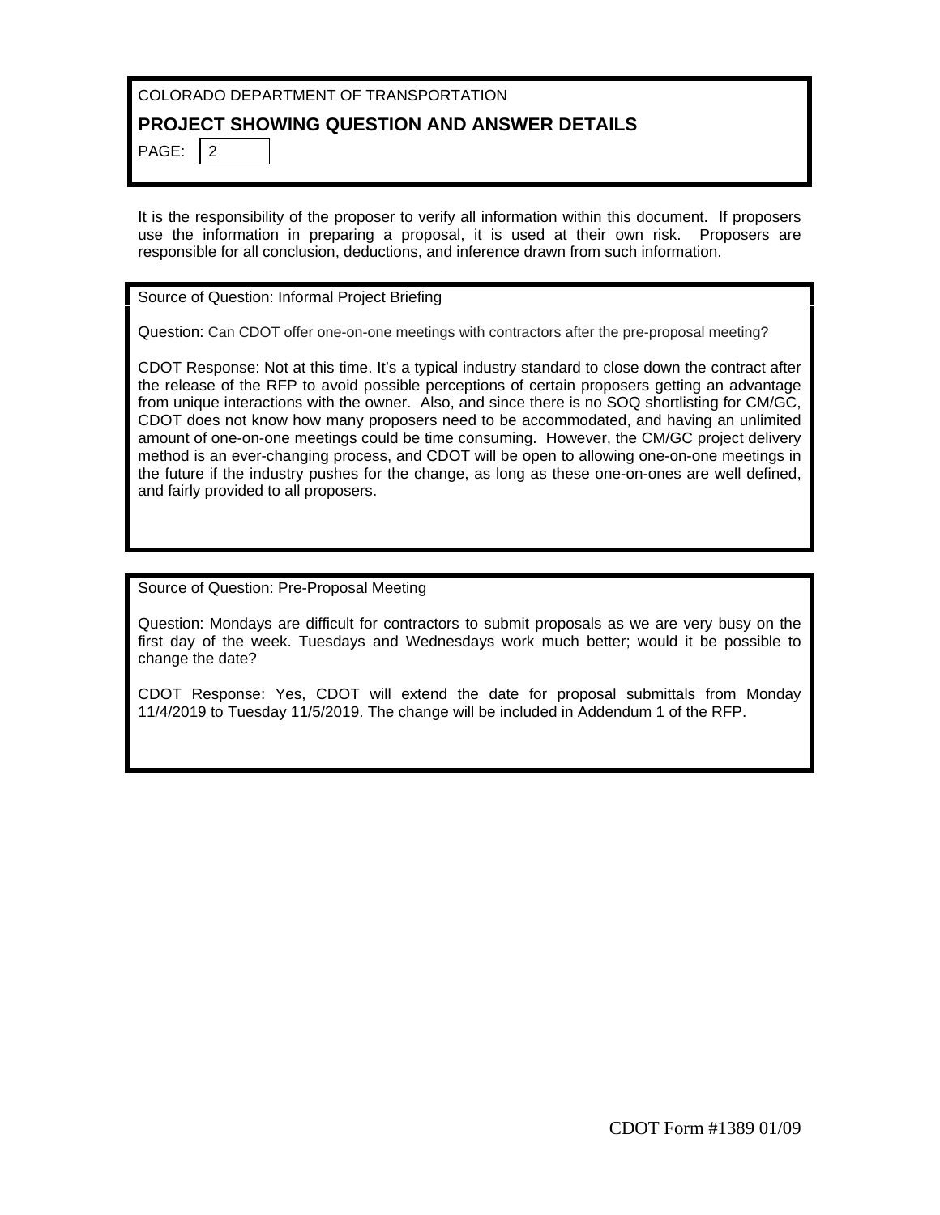COLORADO DEPARTMENT OF TRANSPORTATION

## PROJECT SHOWING QUESTION AND ANSWER DETAILS

PAGE: 2

It is the responsibility of the proposer to verify all information within this document. If proposers use the information in preparing a proposal, it is used at their own risk. Proposers are responsible for all conclusion, deductions, and inference drawn from such information.

Source of Question: Informal Project Briefing

Question: Can CDOT offer one-on-one meetings with contractors after the pre-proposal meeting?

CDOT Response: Not at this time. It's a typical industry standard to close down the contract after the release of the RFP to avoid possible perceptions of certain proposers getting an advantage from unique interactions with the owner. Also, and since there is no SOQ shortlisting for CM/GC, CDOT does not know how many proposers need to be accommodated, and having an unlimited amount of one-on-one meetings could be time consuming. However, the CM/GC project delivery method is an ever-changing process, and CDOT will be open to allowing one-on-one meetings in the future if the industry pushes for the change, as long as these one-on-ones are well defined, and fairly provided to all proposers.

Source of Question: Pre-Proposal Meeting

Question: Mondays are difficult for contractors to submit proposals as we are very busy on the first day of the week. Tuesdays and Wednesdays work much better; would it be possible to change the date?

CDOT Response: Yes, CDOT will extend the date for proposal submittals from Monday 11/4/2019 to Tuesday 11/5/2019. The change will be included in Addendum 1 of the RFP.

CDOT Form #1389 01/09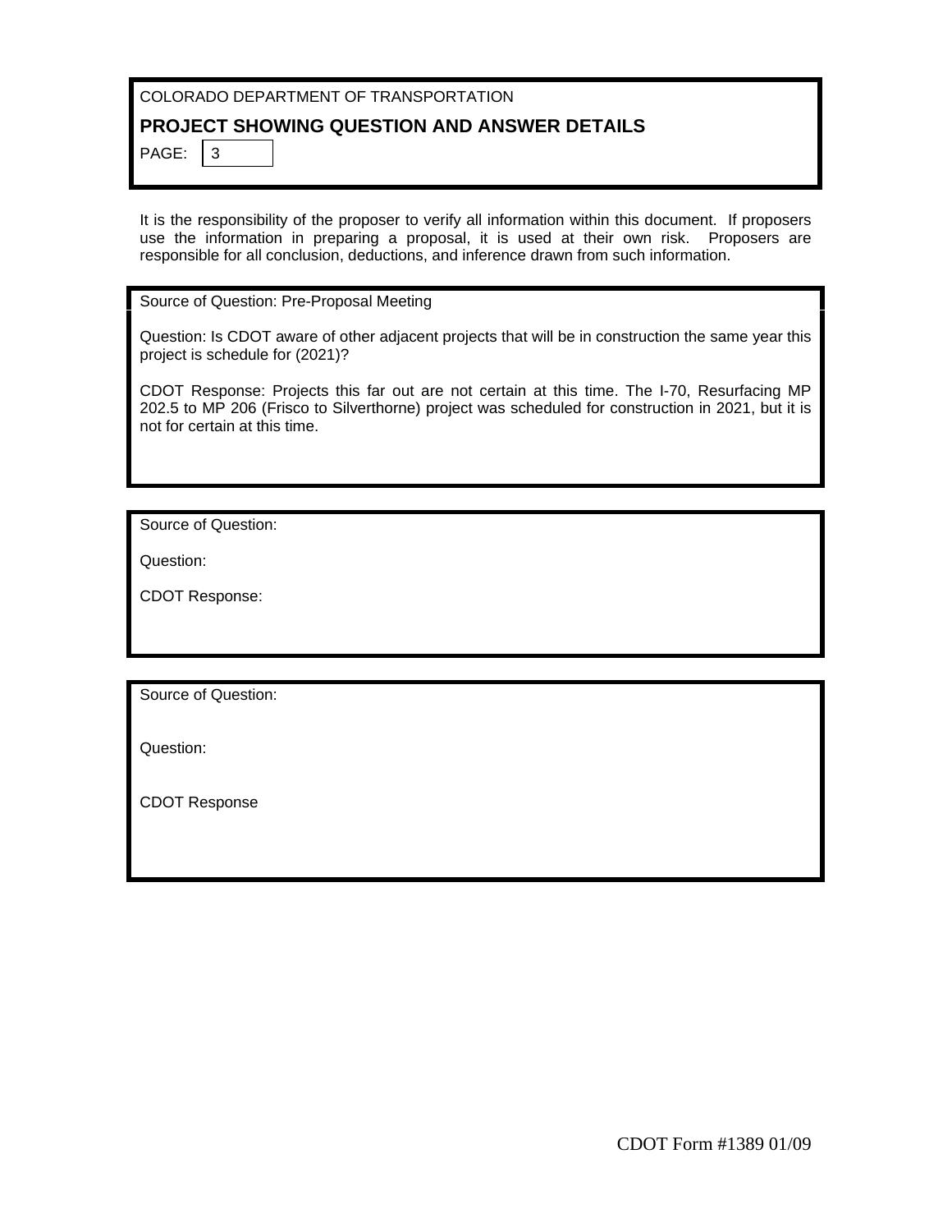COLORADO DEPARTMENT OF TRANSPORTATION

## PROJECT SHOWING QUESTION AND ANSWER DETAILS

PAGE: 3

It is the responsibility of the proposer to verify all information within this document. If proposers use the information in preparing a proposal, it is used at their own risk. Proposers are responsible for all conclusion, deductions, and inference drawn from such information.

Source of Question: Pre-Proposal Meeting

Question: Is CDOT aware of other adjacent projects that will be in construction the same year this project is schedule for (2021)?

CDOT Response: Projects this far out are not certain at this time. The I-70, Resurfacing MP 202.5 to MP 206 (Frisco to Silverthorne) project was scheduled for construction in 2021, but it is not for certain at this time.

Source of Question:

Question:

CDOT Response:

Source of Question:

Question:

CDOT Response

CDOT Form #1389 01/09